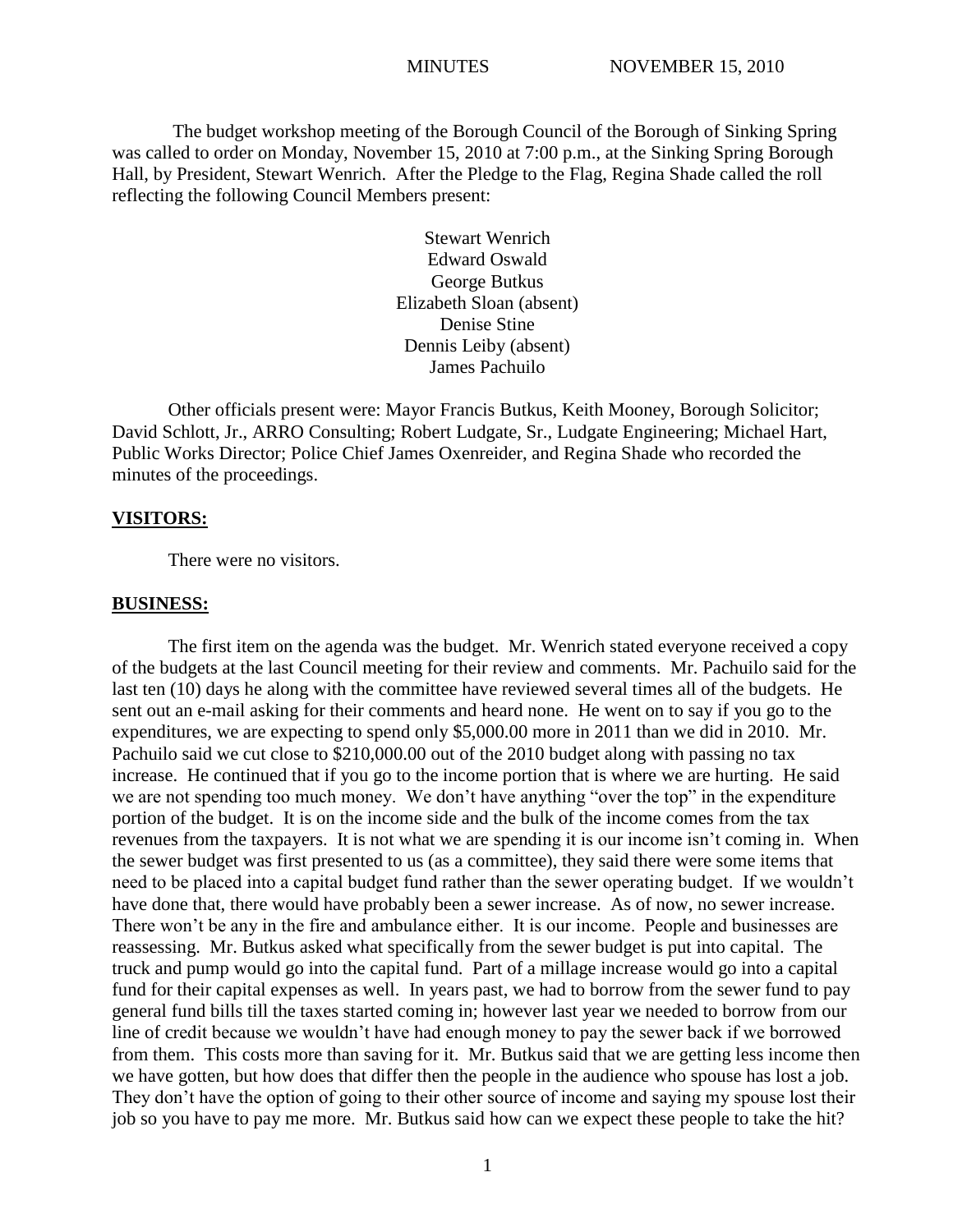The budget workshop meeting of the Borough Council of the Borough of Sinking Spring was called to order on Monday, November 15, 2010 at 7:00 p.m., at the Sinking Spring Borough Hall, by President, Stewart Wenrich. After the Pledge to the Flag, Regina Shade called the roll reflecting the following Council Members present:

Stewart Wenrich
Edward Oswald
George Butkus
Elizabeth Sloan (absent)
Denise Stine
Dennis Leiby (absent)
James Pachuilo

Other officials present were: Mayor Francis Butkus, Keith Mooney, Borough Solicitor; David Schlott, Jr., ARRO Consulting; Robert Ludgate, Sr., Ludgate Engineering; Michael Hart, Public Works Director; Police Chief James Oxenreider, and Regina Shade who recorded the minutes of the proceedings.

**VISITORS:**

There were no visitors.

**BUSINESS:**

The first item on the agenda was the budget. Mr. Wenrich stated everyone received a copy of the budgets at the last Council meeting for their review and comments. Mr. Pachuilo said for the last ten (10) days he along with the committee have reviewed several times all of the budgets. He sent out an e-mail asking for their comments and heard none. He went on to say if you go to the expenditures, we are expecting to spend only $5,000.00 more in 2011 than we did in 2010. Mr. Pachuilo said we cut close to $210,000.00 out of the 2010 budget along with passing no tax increase. He continued that if you go to the income portion that is where we are hurting. He said we are not spending too much money. We don't have anything "over the top" in the expenditure portion of the budget. It is on the income side and the bulk of the income comes from the tax revenues from the taxpayers. It is not what we are spending it is our income isn't coming in. When the sewer budget was first presented to us (as a committee), they said there were some items that need to be placed into a capital budget fund rather than the sewer operating budget. If we wouldn't have done that, there would have probably been a sewer increase. As of now, no sewer increase. There won't be any in the fire and ambulance either. It is our income. People and businesses are reassessing. Mr. Butkus asked what specifically from the sewer budget is put into capital. The truck and pump would go into the capital fund. Part of a millage increase would go into a capital fund for their capital expenses as well. In years past, we had to borrow from the sewer fund to pay general fund bills till the taxes started coming in; however last year we needed to borrow from our line of credit because we wouldn't have had enough money to pay the sewer back if we borrowed from them. This costs more than saving for it. Mr. Butkus said that we are getting less income then we have gotten, but how does that differ then the people in the audience who spouse has lost a job. They don't have the option of going to their other source of income and saying my spouse lost their job so you have to pay me more. Mr. Butkus said how can we expect these people to take the hit?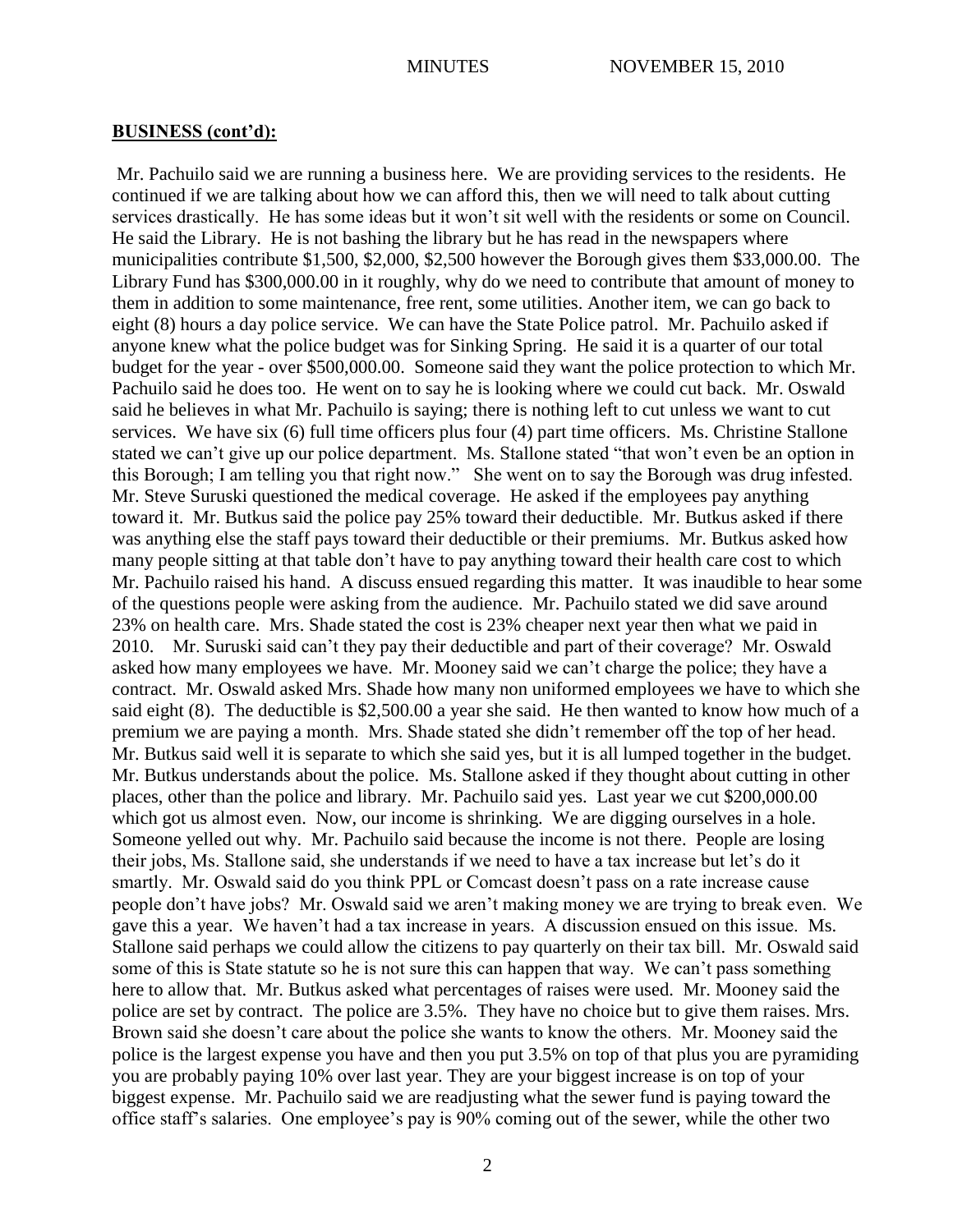**BUSINESS (cont'd):**

Mr. Pachuilo said we are running a business here. We are providing services to the residents. He continued if we are talking about how we can afford this, then we will need to talk about cutting services drastically. He has some ideas but it won't sit well with the residents or some on Council. He said the Library. He is not bashing the library but he has read in the newspapers where municipalities contribute $1,500, $2,000, $2,500 however the Borough gives them $33,000.00. The Library Fund has $300,000.00 in it roughly, why do we need to contribute that amount of money to them in addition to some maintenance, free rent, some utilities. Another item, we can go back to eight (8) hours a day police service. We can have the State Police patrol. Mr. Pachuilo asked if anyone knew what the police budget was for Sinking Spring. He said it is a quarter of our total budget for the year - over $500,000.00. Someone said they want the police protection to which Mr. Pachuilo said he does too. He went on to say he is looking where we could cut back. Mr. Oswald said he believes in what Mr. Pachuilo is saying; there is nothing left to cut unless we want to cut services. We have six (6) full time officers plus four (4) part time officers. Ms. Christine Stallone stated we can't give up our police department. Ms. Stallone stated "that won't even be an option in this Borough; I am telling you that right now." She went on to say the Borough was drug infested. Mr. Steve Suruski questioned the medical coverage. He asked if the employees pay anything toward it. Mr. Butkus said the police pay 25% toward their deductible. Mr. Butkus asked if there was anything else the staff pays toward their deductible or their premiums. Mr. Butkus asked how many people sitting at that table don't have to pay anything toward their health care cost to which Mr. Pachuilo raised his hand. A discuss ensued regarding this matter. It was inaudible to hear some of the questions people were asking from the audience. Mr. Pachuilo stated we did save around 23% on health care. Mrs. Shade stated the cost is 23% cheaper next year then what we paid in 2010. Mr. Suruski said can't they pay their deductible and part of their coverage? Mr. Oswald asked how many employees we have. Mr. Mooney said we can't charge the police; they have a contract. Mr. Oswald asked Mrs. Shade how many non uniformed employees we have to which she said eight (8). The deductible is $2,500.00 a year she said. He then wanted to know how much of a premium we are paying a month. Mrs. Shade stated she didn't remember off the top of her head. Mr. Butkus said well it is separate to which she said yes, but it is all lumped together in the budget. Mr. Butkus understands about the police. Ms. Stallone asked if they thought about cutting in other places, other than the police and library. Mr. Pachuilo said yes. Last year we cut $200,000.00 which got us almost even. Now, our income is shrinking. We are digging ourselves in a hole. Someone yelled out why. Mr. Pachuilo said because the income is not there. People are losing their jobs, Ms. Stallone said, she understands if we need to have a tax increase but let's do it smartly. Mr. Oswald said do you think PPL or Comcast doesn't pass on a rate increase cause people don't have jobs? Mr. Oswald said we aren't making money we are trying to break even. We gave this a year. We haven't had a tax increase in years. A discussion ensued on this issue. Ms. Stallone said perhaps we could allow the citizens to pay quarterly on their tax bill. Mr. Oswald said some of this is State statute so he is not sure this can happen that way. We can't pass something here to allow that. Mr. Butkus asked what percentages of raises were used. Mr. Mooney said the police are set by contract. The police are 3.5%. They have no choice but to give them raises. Mrs. Brown said she doesn't care about the police she wants to know the others. Mr. Mooney said the police is the largest expense you have and then you put 3.5% on top of that plus you are pyramiding you are probably paying 10% over last year. They are your biggest increase is on top of your biggest expense. Mr. Pachuilo said we are readjusting what the sewer fund is paying toward the office staff's salaries. One employee's pay is 90% coming out of the sewer, while the other two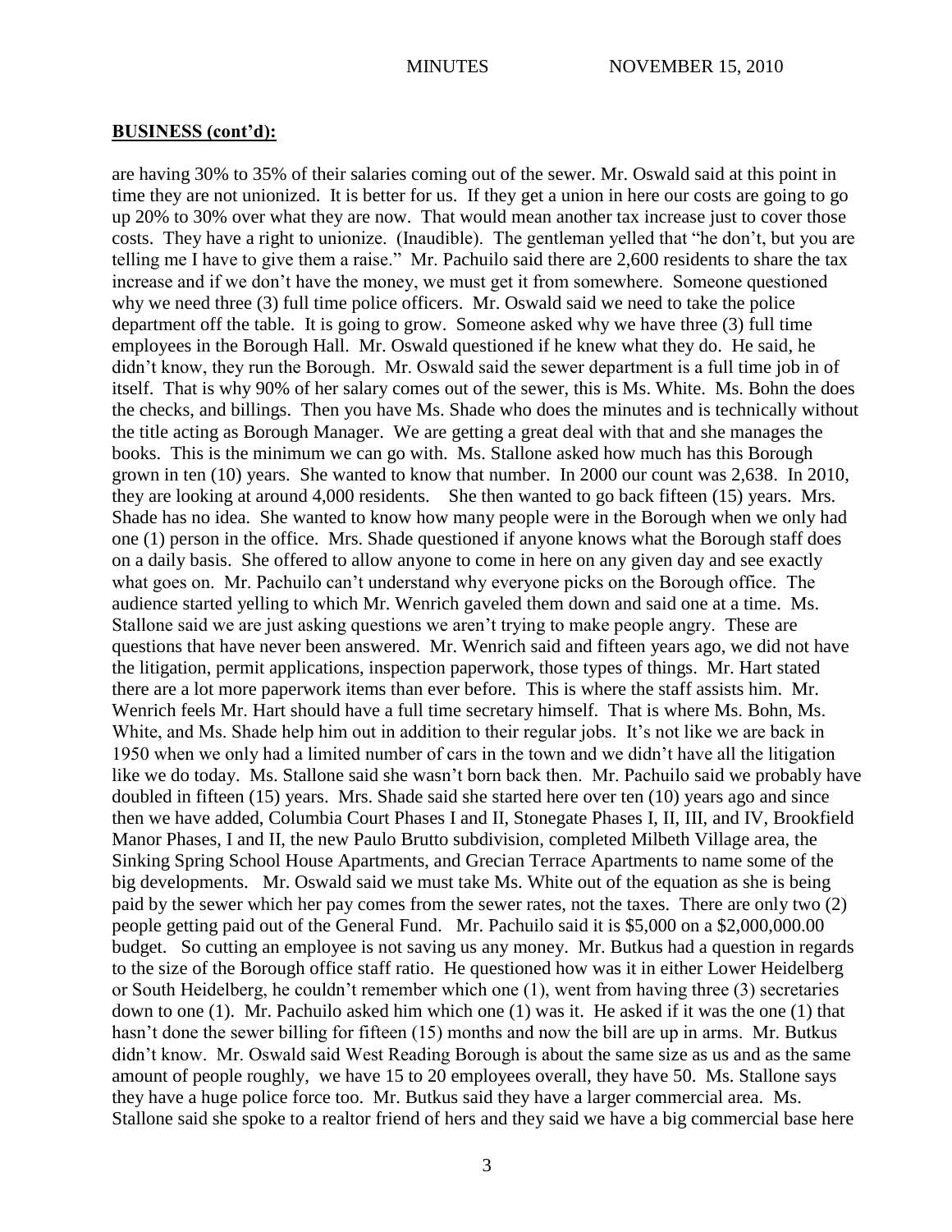## BUSINESS (cont'd):

are having 30% to 35% of their salaries coming out of the sewer. Mr. Oswald said at this point in time they are not unionized. It is better for us. If they get a union in here our costs are going to go up 20% to 30% over what they are now. That would mean another tax increase just to cover those costs. They have a right to unionize. (Inaudible). The gentleman yelled that "he don't, but you are telling me I have to give them a raise." Mr. Pachuilo said there are 2,600 residents to share the tax increase and if we don't have the money, we must get it from somewhere. Someone questioned why we need three (3) full time police officers. Mr. Oswald said we need to take the police department off the table. It is going to grow. Someone asked why we have three (3) full time employees in the Borough Hall. Mr. Oswald questioned if he knew what they do. He said, he didn't know, they run the Borough. Mr. Oswald said the sewer department is a full time job in of itself. That is why 90% of her salary comes out of the sewer, this is Ms. White. Ms. Bohn the does the checks, and billings. Then you have Ms. Shade who does the minutes and is technically without the title acting as Borough Manager. We are getting a great deal with that and she manages the books. This is the minimum we can go with. Ms. Stallone asked how much has this Borough grown in ten (10) years. She wanted to know that number. In 2000 our count was 2,638. In 2010, they are looking at around 4,000 residents. She then wanted to go back fifteen (15) years. Mrs. Shade has no idea. She wanted to know how many people were in the Borough when we only had one (1) person in the office. Mrs. Shade questioned if anyone knows what the Borough staff does on a daily basis. She offered to allow anyone to come in here on any given day and see exactly what goes on. Mr. Pachuilo can't understand why everyone picks on the Borough office. The audience started yelling to which Mr. Wenrich gaveled them down and said one at a time. Ms. Stallone said we are just asking questions we aren't trying to make people angry. These are questions that have never been answered. Mr. Wenrich said and fifteen years ago, we did not have the litigation, permit applications, inspection paperwork, those types of things. Mr. Hart stated there are a lot more paperwork items than ever before. This is where the staff assists him. Mr. Wenrich feels Mr. Hart should have a full time secretary himself. That is where Ms. Bohn, Ms. White, and Ms. Shade help him out in addition to their regular jobs. It's not like we are back in 1950 when we only had a limited number of cars in the town and we didn't have all the litigation like we do today. Ms. Stallone said she wasn't born back then. Mr. Pachuilo said we probably have doubled in fifteen (15) years. Mrs. Shade said she started here over ten (10) years ago and since then we have added, Columbia Court Phases I and II, Stonegate Phases I, II, III, and IV, Brookfield Manor Phases, I and II, the new Paulo Brutto subdivision, completed Milbeth Village area, the Sinking Spring School House Apartments, and Grecian Terrace Apartments to name some of the big developments. Mr. Oswald said we must take Ms. White out of the equation as she is being paid by the sewer which her pay comes from the sewer rates, not the taxes. There are only two (2) people getting paid out of the General Fund. Mr. Pachuilo said it is $5,000 on a $2,000,000.00 budget. So cutting an employee is not saving us any money. Mr. Butkus had a question in regards to the size of the Borough office staff ratio. He questioned how was it in either Lower Heidelberg or South Heidelberg, he couldn't remember which one (1), went from having three (3) secretaries down to one (1). Mr. Pachuilo asked him which one (1) was it. He asked if it was the one (1) that hasn't done the sewer billing for fifteen (15) months and now the bill are up in arms. Mr. Butkus didn't know. Mr. Oswald said West Reading Borough is about the same size as us and as the same amount of people roughly, we have 15 to 20 employees overall, they have 50. Ms. Stallone says they have a huge police force too. Mr. Butkus said they have a larger commercial area. Ms. Stallone said she spoke to a realtor friend of hers and they said we have a big commercial base here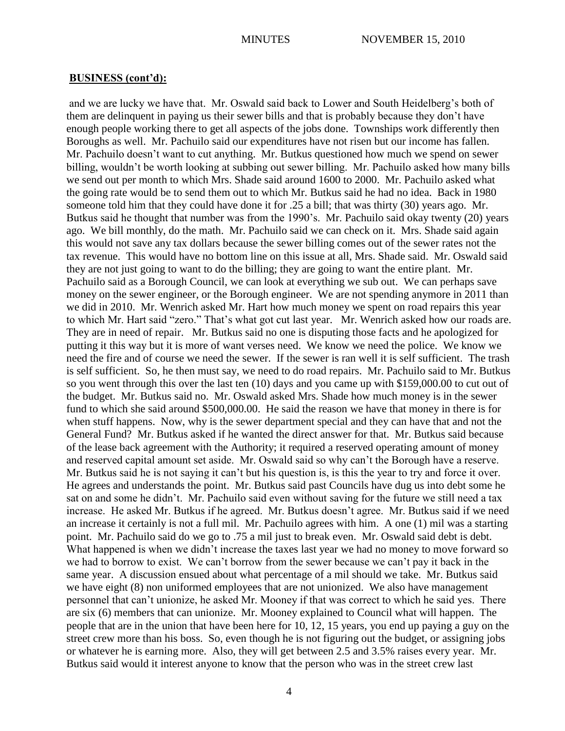## **BUSINESS (cont'd):**

and we are lucky we have that. Mr. Oswald said back to Lower and South Heidelberg's both of them are delinquent in paying us their sewer bills and that is probably because they don't have enough people working there to get all aspects of the jobs done. Townships work differently then Boroughs as well. Mr. Pachuilo said our expenditures have not risen but our income has fallen. Mr. Pachuilo doesn't want to cut anything. Mr. Butkus questioned how much we spend on sewer billing, wouldn't be worth looking at subbing out sewer billing. Mr. Pachuilo asked how many bills we send out per month to which Mrs. Shade said around 1600 to 2000. Mr. Pachuilo asked what the going rate would be to send them out to which Mr. Butkus said he had no idea. Back in 1980 someone told him that they could have done it for .25 a bill; that was thirty (30) years ago. Mr. Butkus said he thought that number was from the 1990's. Mr. Pachuilo said okay twenty (20) years ago. We bill monthly, do the math. Mr. Pachuilo said we can check on it. Mrs. Shade said again this would not save any tax dollars because the sewer billing comes out of the sewer rates not the tax revenue. This would have no bottom line on this issue at all, Mrs. Shade said. Mr. Oswald said they are not just going to want to do the billing; they are going to want the entire plant. Mr. Pachuilo said as a Borough Council, we can look at everything we sub out. We can perhaps save money on the sewer engineer, or the Borough engineer. We are not spending anymore in 2011 than we did in 2010. Mr. Wenrich asked Mr. Hart how much money we spent on road repairs this year to which Mr. Hart said "zero." That's what got cut last year. Mr. Wenrich asked how our roads are. They are in need of repair. Mr. Butkus said no one is disputing those facts and he apologized for putting it this way but it is more of want verses need. We know we need the police. We know we need the fire and of course we need the sewer. If the sewer is ran well it is self sufficient. The trash is self sufficient. So, he then must say, we need to do road repairs. Mr. Pachuilo said to Mr. Butkus so you went through this over the last ten (10) days and you came up with $159,000.00 to cut out of the budget. Mr. Butkus said no. Mr. Oswald asked Mrs. Shade how much money is in the sewer fund to which she said around $500,000.00. He said the reason we have that money in there is for when stuff happens. Now, why is the sewer department special and they can have that and not the General Fund? Mr. Butkus asked if he wanted the direct answer for that. Mr. Butkus said because of the lease back agreement with the Authority; it required a reserved operating amount of money and reserved capital amount set aside. Mr. Oswald said so why can't the Borough have a reserve. Mr. Butkus said he is not saying it can't but his question is, is this the year to try and force it over. He agrees and understands the point. Mr. Butkus said past Councils have dug us into debt some he sat on and some he didn't. Mr. Pachuilo said even without saving for the future we still need a tax increase. He asked Mr. Butkus if he agreed. Mr. Butkus doesn't agree. Mr. Butkus said if we need an increase it certainly is not a full mil. Mr. Pachuilo agrees with him. A one (1) mil was a starting point. Mr. Pachuilo said do we go to .75 a mil just to break even. Mr. Oswald said debt is debt. What happened is when we didn't increase the taxes last year we had no money to move forward so we had to borrow to exist. We can't borrow from the sewer because we can't pay it back in the same year. A discussion ensued about what percentage of a mil should we take. Mr. Butkus said we have eight (8) non uniformed employees that are not unionized. We also have management personnel that can't unionize, he asked Mr. Mooney if that was correct to which he said yes. There are six (6) members that can unionize. Mr. Mooney explained to Council what will happen. The people that are in the union that have been here for 10, 12, 15 years, you end up paying a guy on the street crew more than his boss. So, even though he is not figuring out the budget, or assigning jobs or whatever he is earning more. Also, they will get between 2.5 and 3.5% raises every year. Mr. Butkus said would it interest anyone to know that the person who was in the street crew last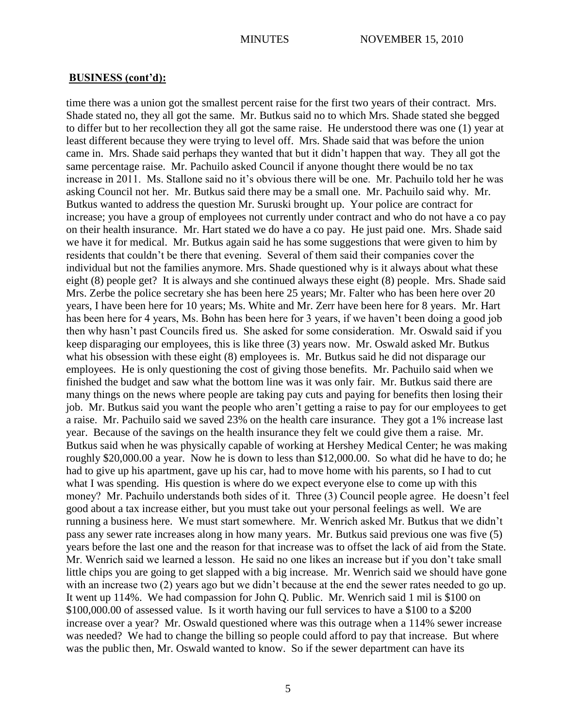**BUSINESS (cont'd):**

time there was a union got the smallest percent raise for the first two years of their contract. Mrs. Shade stated no, they all got the same. Mr. Butkus said no to which Mrs. Shade stated she begged to differ but to her recollection they all got the same raise. He understood there was one (1) year at least different because they were trying to level off. Mrs. Shade said that was before the union came in. Mrs. Shade said perhaps they wanted that but it didn't happen that way. They all got the same percentage raise. Mr. Pachuilo asked Council if anyone thought there would be no tax increase in 2011. Ms. Stallone said no it's obvious there will be one. Mr. Pachuilo told her he was asking Council not her. Mr. Butkus said there may be a small one. Mr. Pachuilo said why. Mr. Butkus wanted to address the question Mr. Suruski brought up. Your police are contract for increase; you have a group of employees not currently under contract and who do not have a co pay on their health insurance. Mr. Hart stated we do have a co pay. He just paid one. Mrs. Shade said we have it for medical. Mr. Butkus again said he has some suggestions that were given to him by residents that couldn't be there that evening. Several of them said their companies cover the individual but not the families anymore. Mrs. Shade questioned why is it always about what these eight (8) people get? It is always and she continued always these eight (8) people. Mrs. Shade said Mrs. Zerbe the police secretary she has been here 25 years; Mr. Falter who has been here over 20 years, I have been here for 10 years; Ms. White and Mr. Zerr have been here for 8 years. Mr. Hart has been here for 4 years, Ms. Bohn has been here for 3 years, if we haven't been doing a good job then why hasn't past Councils fired us. She asked for some consideration. Mr. Oswald said if you keep disparaging our employees, this is like three (3) years now. Mr. Oswald asked Mr. Butkus what his obsession with these eight (8) employees is. Mr. Butkus said he did not disparage our employees. He is only questioning the cost of giving those benefits. Mr. Pachuilo said when we finished the budget and saw what the bottom line was it was only fair. Mr. Butkus said there are many things on the news where people are taking pay cuts and paying for benefits then losing their job. Mr. Butkus said you want the people who aren't getting a raise to pay for our employees to get a raise. Mr. Pachuilo said we saved 23% on the health care insurance. They got a 1% increase last year. Because of the savings on the health insurance they felt we could give them a raise. Mr. Butkus said when he was physically capable of working at Hershey Medical Center; he was making roughly $20,000.00 a year. Now he is down to less than $12,000.00. So what did he have to do; he had to give up his apartment, gave up his car, had to move home with his parents, so I had to cut what I was spending. His question is where do we expect everyone else to come up with this money? Mr. Pachuilo understands both sides of it. Three (3) Council people agree. He doesn't feel good about a tax increase either, but you must take out your personal feelings as well. We are running a business here. We must start somewhere. Mr. Wenrich asked Mr. Butkus that we didn't pass any sewer rate increases along in how many years. Mr. Butkus said previous one was five (5) years before the last one and the reason for that increase was to offset the lack of aid from the State. Mr. Wenrich said we learned a lesson. He said no one likes an increase but if you don't take small little chips you are going to get slapped with a big increase. Mr. Wenrich said we should have gone with an increase two (2) years ago but we didn't because at the end the sewer rates needed to go up. It went up 114%. We had compassion for John Q. Public. Mr. Wenrich said 1 mil is $100 on $100,000.00 of assessed value. Is it worth having our full services to have a $100 to a $200 increase over a year? Mr. Oswald questioned where was this outrage when a 114% sewer increase was needed? We had to change the billing so people could afford to pay that increase. But where was the public then, Mr. Oswald wanted to know. So if the sewer department can have its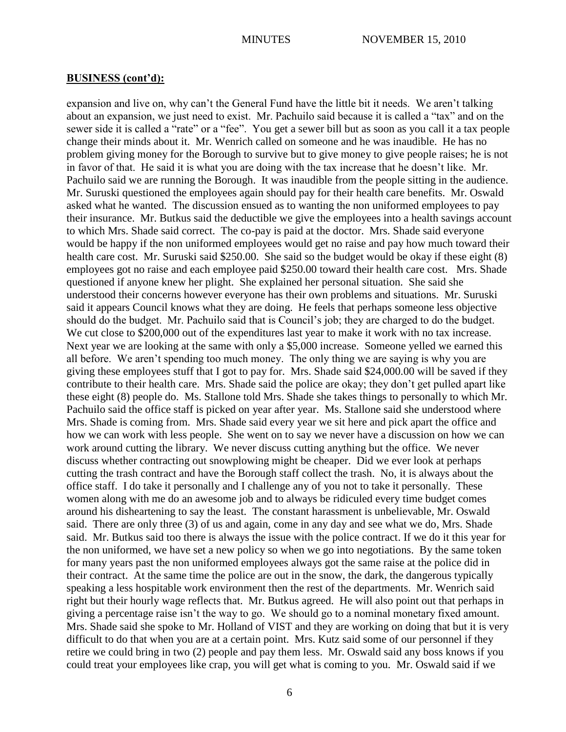**BUSINESS (cont'd):**

expansion and live on, why can't the General Fund have the little bit it needs. We aren't talking about an expansion, we just need to exist. Mr. Pachuilo said because it is called a "tax" and on the sewer side it is called a "rate" or a "fee". You get a sewer bill but as soon as you call it a tax people change their minds about it. Mr. Wenrich called on someone and he was inaudible. He has no problem giving money for the Borough to survive but to give money to give people raises; he is not in favor of that. He said it is what you are doing with the tax increase that he doesn't like. Mr. Pachuilo said we are running the Borough. It was inaudible from the people sitting in the audience. Mr. Suruski questioned the employees again should pay for their health care benefits. Mr. Oswald asked what he wanted. The discussion ensued as to wanting the non uniformed employees to pay their insurance. Mr. Butkus said the deductible we give the employees into a health savings account to which Mrs. Shade said correct. The co-pay is paid at the doctor. Mrs. Shade said everyone would be happy if the non uniformed employees would get no raise and pay how much toward their health care cost. Mr. Suruski said $250.00. She said so the budget would be okay if these eight (8) employees got no raise and each employee paid $250.00 toward their health care cost. Mrs. Shade questioned if anyone knew her plight. She explained her personal situation. She said she understood their concerns however everyone has their own problems and situations. Mr. Suruski said it appears Council knows what they are doing. He feels that perhaps someone less objective should do the budget. Mr. Pachuilo said that is Council's job; they are charged to do the budget. We cut close to $200,000 out of the expenditures last year to make it work with no tax increase. Next year we are looking at the same with only a $5,000 increase. Someone yelled we earned this all before. We aren't spending too much money. The only thing we are saying is why you are giving these employees stuff that I got to pay for. Mrs. Shade said $24,000.00 will be saved if they contribute to their health care. Mrs. Shade said the police are okay; they don't get pulled apart like these eight (8) people do. Ms. Stallone told Mrs. Shade she takes things to personally to which Mr. Pachuilo said the office staff is picked on year after year. Ms. Stallone said she understood where Mrs. Shade is coming from. Mrs. Shade said every year we sit here and pick apart the office and how we can work with less people. She went on to say we never have a discussion on how we can work around cutting the library. We never discuss cutting anything but the office. We never discuss whether contracting out snowplowing might be cheaper. Did we ever look at perhaps cutting the trash contract and have the Borough staff collect the trash. No, it is always about the office staff. I do take it personally and I challenge any of you not to take it personally. These women along with me do an awesome job and to always be ridiculed every time budget comes around his disheartening to say the least. The constant harassment is unbelievable, Mr. Oswald said. There are only three (3) of us and again, come in any day and see what we do, Mrs. Shade said. Mr. Butkus said too there is always the issue with the police contract. If we do it this year for the non uniformed, we have set a new policy so when we go into negotiations. By the same token for many years past the non uniformed employees always got the same raise at the police did in their contract. At the same time the police are out in the snow, the dark, the dangerous typically speaking a less hospitable work environment then the rest of the departments. Mr. Wenrich said right but their hourly wage reflects that. Mr. Butkus agreed. He will also point out that perhaps in giving a percentage raise isn't the way to go. We should go to a nominal monetary fixed amount. Mrs. Shade said she spoke to Mr. Holland of VIST and they are working on doing that but it is very difficult to do that when you are at a certain point. Mrs. Kutz said some of our personnel if they retire we could bring in two (2) people and pay them less. Mr. Oswald said any boss knows if you could treat your employees like crap, you will get what is coming to you. Mr. Oswald said if we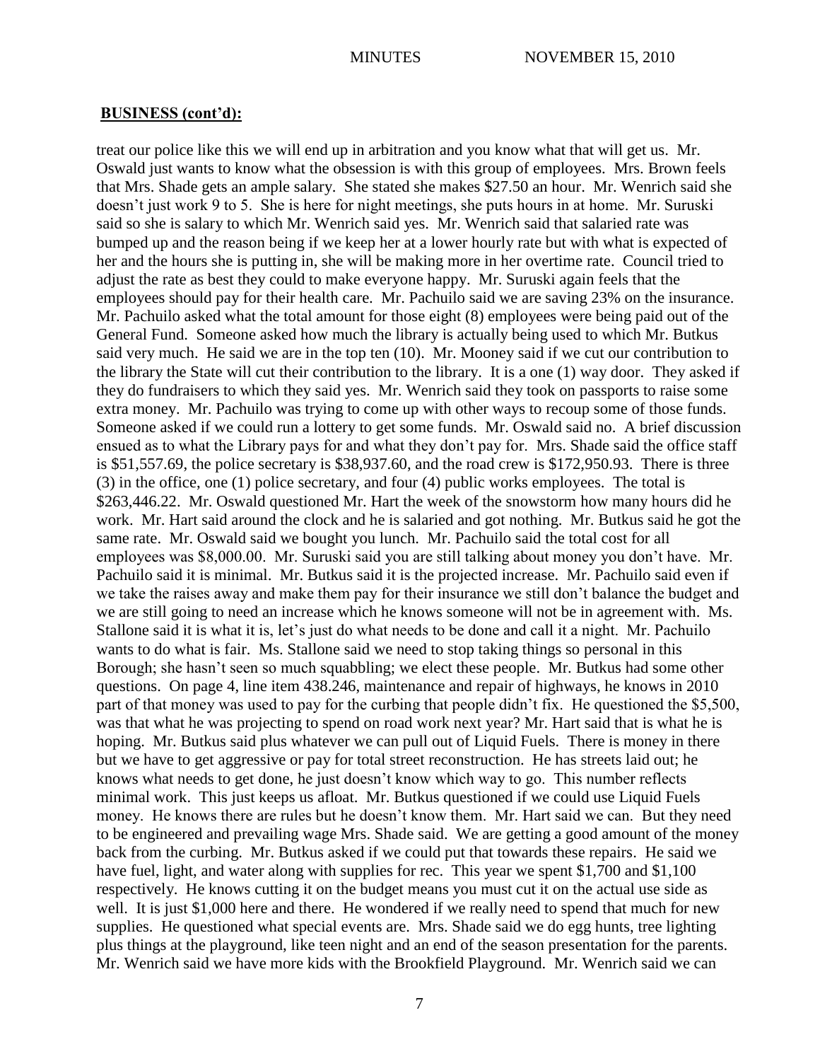## **BUSINESS (cont'd):**

treat our police like this we will end up in arbitration and you know what that will get us. Mr. Oswald just wants to know what the obsession is with this group of employees. Mrs. Brown feels that Mrs. Shade gets an ample salary. She stated she makes $27.50 an hour. Mr. Wenrich said she doesn't just work 9 to 5. She is here for night meetings, she puts hours in at home. Mr. Suruski said so she is salary to which Mr. Wenrich said yes. Mr. Wenrich said that salaried rate was bumped up and the reason being if we keep her at a lower hourly rate but with what is expected of her and the hours she is putting in, she will be making more in her overtime rate. Council tried to adjust the rate as best they could to make everyone happy. Mr. Suruski again feels that the employees should pay for their health care. Mr. Pachuilo said we are saving 23% on the insurance. Mr. Pachuilo asked what the total amount for those eight (8) employees were being paid out of the General Fund. Someone asked how much the library is actually being used to which Mr. Butkus said very much. He said we are in the top ten (10). Mr. Mooney said if we cut our contribution to the library the State will cut their contribution to the library. It is a one (1) way door. They asked if they do fundraisers to which they said yes. Mr. Wenrich said they took on passports to raise some extra money. Mr. Pachuilo was trying to come up with other ways to recoup some of those funds. Someone asked if we could run a lottery to get some funds. Mr. Oswald said no. A brief discussion ensued as to what the Library pays for and what they don't pay for. Mrs. Shade said the office staff is $51,557.69, the police secretary is $38,937.60, and the road crew is $172,950.93. There is three (3) in the office, one (1) police secretary, and four (4) public works employees. The total is $263,446.22. Mr. Oswald questioned Mr. Hart the week of the snowstorm how many hours did he work. Mr. Hart said around the clock and he is salaried and got nothing. Mr. Butkus said he got the same rate. Mr. Oswald said we bought you lunch. Mr. Pachuilo said the total cost for all employees was $8,000.00. Mr. Suruski said you are still talking about money you don't have. Mr. Pachuilo said it is minimal. Mr. Butkus said it is the projected increase. Mr. Pachuilo said even if we take the raises away and make them pay for their insurance we still don't balance the budget and we are still going to need an increase which he knows someone will not be in agreement with. Ms. Stallone said it is what it is, let's just do what needs to be done and call it a night. Mr. Pachuilo wants to do what is fair. Ms. Stallone said we need to stop taking things so personal in this Borough; she hasn't seen so much squabbling; we elect these people. Mr. Butkus had some other questions. On page 4, line item 438.246, maintenance and repair of highways, he knows in 2010 part of that money was used to pay for the curbing that people didn't fix. He questioned the $5,500, was that what he was projecting to spend on road work next year? Mr. Hart said that is what he is hoping. Mr. Butkus said plus whatever we can pull out of Liquid Fuels. There is money in there but we have to get aggressive or pay for total street reconstruction. He has streets laid out; he knows what needs to get done, he just doesn't know which way to go. This number reflects minimal work. This just keeps us afloat. Mr. Butkus questioned if we could use Liquid Fuels money. He knows there are rules but he doesn't know them. Mr. Hart said we can. But they need to be engineered and prevailing wage Mrs. Shade said. We are getting a good amount of the money back from the curbing. Mr. Butkus asked if we could put that towards these repairs. He said we have fuel, light, and water along with supplies for rec. This year we spent $1,700 and $1,100 respectively. He knows cutting it on the budget means you must cut it on the actual use side as well. It is just $1,000 here and there. He wondered if we really need to spend that much for new supplies. He questioned what special events are. Mrs. Shade said we do egg hunts, tree lighting plus things at the playground, like teen night and an end of the season presentation for the parents. Mr. Wenrich said we have more kids with the Brookfield Playground. Mr. Wenrich said we can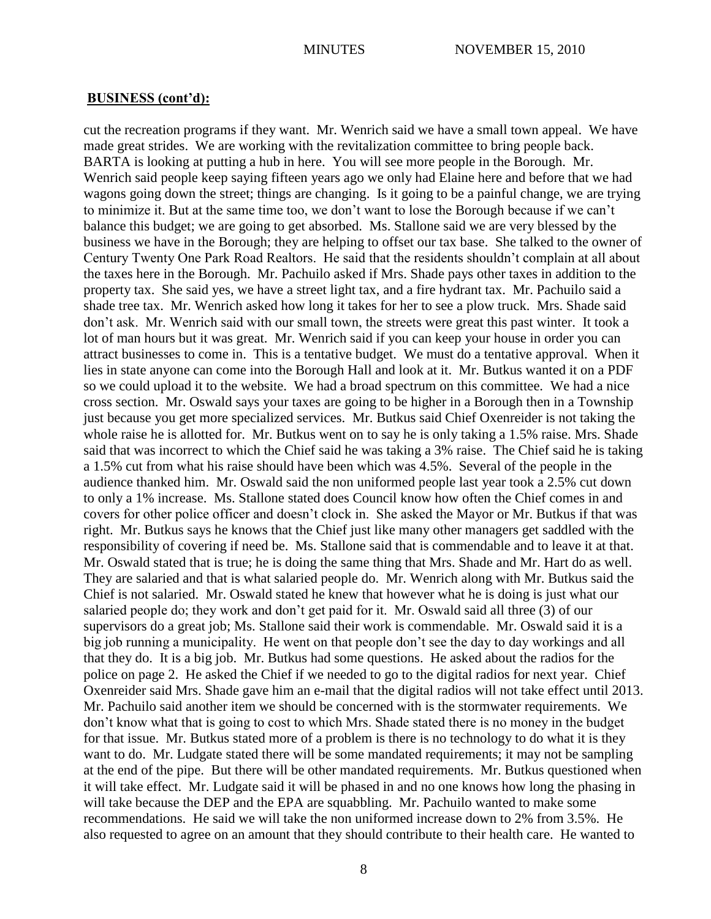## **BUSINESS (cont'd):**

cut the recreation programs if they want. Mr. Wenrich said we have a small town appeal. We have made great strides. We are working with the revitalization committee to bring people back. BARTA is looking at putting a hub in here. You will see more people in the Borough. Mr. Wenrich said people keep saying fifteen years ago we only had Elaine here and before that we had wagons going down the street; things are changing. Is it going to be a painful change, we are trying to minimize it. But at the same time too, we don't want to lose the Borough because if we can't balance this budget; we are going to get absorbed. Ms. Stallone said we are very blessed by the business we have in the Borough; they are helping to offset our tax base. She talked to the owner of Century Twenty One Park Road Realtors. He said that the residents shouldn't complain at all about the taxes here in the Borough. Mr. Pachuilo asked if Mrs. Shade pays other taxes in addition to the property tax. She said yes, we have a street light tax, and a fire hydrant tax. Mr. Pachuilo said a shade tree tax. Mr. Wenrich asked how long it takes for her to see a plow truck. Mrs. Shade said don't ask. Mr. Wenrich said with our small town, the streets were great this past winter. It took a lot of man hours but it was great. Mr. Wenrich said if you can keep your house in order you can attract businesses to come in. This is a tentative budget. We must do a tentative approval. When it lies in state anyone can come into the Borough Hall and look at it. Mr. Butkus wanted it on a PDF so we could upload it to the website. We had a broad spectrum on this committee. We had a nice cross section. Mr. Oswald says your taxes are going to be higher in a Borough then in a Township just because you get more specialized services. Mr. Butkus said Chief Oxenreider is not taking the whole raise he is allotted for. Mr. Butkus went on to say he is only taking a 1.5% raise. Mrs. Shade said that was incorrect to which the Chief said he was taking a 3% raise. The Chief said he is taking a 1.5% cut from what his raise should have been which was 4.5%. Several of the people in the audience thanked him. Mr. Oswald said the non uniformed people last year took a 2.5% cut down to only a 1% increase. Ms. Stallone stated does Council know how often the Chief comes in and covers for other police officer and doesn't clock in. She asked the Mayor or Mr. Butkus if that was right. Mr. Butkus says he knows that the Chief just like many other managers get saddled with the responsibility of covering if need be. Ms. Stallone said that is commendable and to leave it at that. Mr. Oswald stated that is true; he is doing the same thing that Mrs. Shade and Mr. Hart do as well. They are salaried and that is what salaried people do. Mr. Wenrich along with Mr. Butkus said the Chief is not salaried. Mr. Oswald stated he knew that however what he is doing is just what our salaried people do; they work and don't get paid for it. Mr. Oswald said all three (3) of our supervisors do a great job; Ms. Stallone said their work is commendable. Mr. Oswald said it is a big job running a municipality. He went on that people don't see the day to day workings and all that they do. It is a big job. Mr. Butkus had some questions. He asked about the radios for the police on page 2. He asked the Chief if we needed to go to the digital radios for next year. Chief Oxenreider said Mrs. Shade gave him an e-mail that the digital radios will not take effect until 2013. Mr. Pachuilo said another item we should be concerned with is the stormwater requirements. We don't know what that is going to cost to which Mrs. Shade stated there is no money in the budget for that issue. Mr. Butkus stated more of a problem is there is no technology to do what it is they want to do. Mr. Ludgate stated there will be some mandated requirements; it may not be sampling at the end of the pipe. But there will be other mandated requirements. Mr. Butkus questioned when it will take effect. Mr. Ludgate said it will be phased in and no one knows how long the phasing in will take because the DEP and the EPA are squabbling. Mr. Pachuilo wanted to make some recommendations. He said we will take the non uniformed increase down to 2% from 3.5%. He also requested to agree on an amount that they should contribute to their health care. He wanted to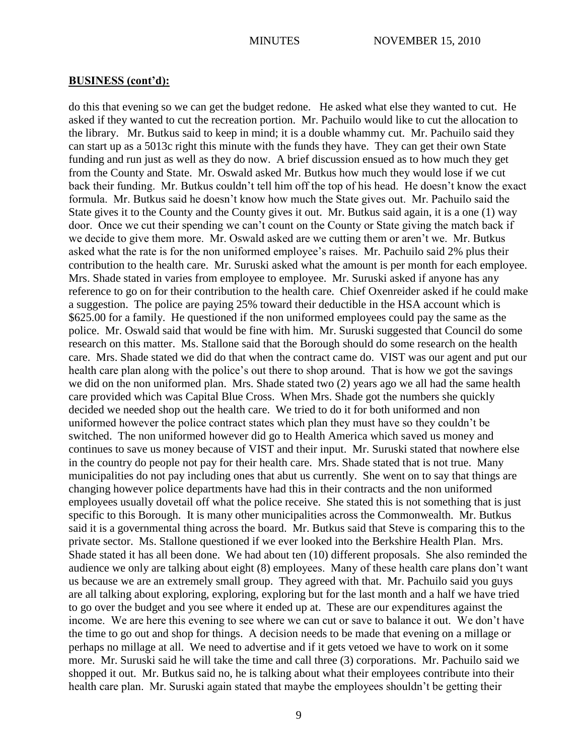**BUSINESS (cont'd):**

do this that evening so we can get the budget redone. He asked what else they wanted to cut. He asked if they wanted to cut the recreation portion. Mr. Pachuilo would like to cut the allocation to the library. Mr. Butkus said to keep in mind; it is a double whammy cut. Mr. Pachuilo said they can start up as a 5013c right this minute with the funds they have. They can get their own State funding and run just as well as they do now. A brief discussion ensued as to how much they get from the County and State. Mr. Oswald asked Mr. Butkus how much they would lose if we cut back their funding. Mr. Butkus couldn't tell him off the top of his head. He doesn't know the exact formula. Mr. Butkus said he doesn't know how much the State gives out. Mr. Pachuilo said the State gives it to the County and the County gives it out. Mr. Butkus said again, it is a one (1) way door. Once we cut their spending we can't count on the County or State giving the match back if we decide to give them more. Mr. Oswald asked are we cutting them or aren't we. Mr. Butkus asked what the rate is for the non uniformed employee's raises. Mr. Pachuilo said 2% plus their contribution to the health care. Mr. Suruski asked what the amount is per month for each employee. Mrs. Shade stated in varies from employee to employee. Mr. Suruski asked if anyone has any reference to go on for their contribution to the health care. Chief Oxenreider asked if he could make a suggestion. The police are paying 25% toward their deductible in the HSA account which is $625.00 for a family. He questioned if the non uniformed employees could pay the same as the police. Mr. Oswald said that would be fine with him. Mr. Suruski suggested that Council do some research on this matter. Ms. Stallone said that the Borough should do some research on the health care. Mrs. Shade stated we did do that when the contract came do. VIST was our agent and put our health care plan along with the police's out there to shop around. That is how we got the savings we did on the non uniformed plan. Mrs. Shade stated two (2) years ago we all had the same health care provided which was Capital Blue Cross. When Mrs. Shade got the numbers she quickly decided we needed shop out the health care. We tried to do it for both uniformed and non uniformed however the police contract states which plan they must have so they couldn't be switched. The non uniformed however did go to Health America which saved us money and continues to save us money because of VIST and their input. Mr. Suruski stated that nowhere else in the country do people not pay for their health care. Mrs. Shade stated that is not true. Many municipalities do not pay including ones that abut us currently. She went on to say that things are changing however police departments have had this in their contracts and the non uniformed employees usually dovetail off what the police receive. She stated this is not something that is just specific to this Borough. It is many other municipalities across the Commonwealth. Mr. Butkus said it is a governmental thing across the board. Mr. Butkus said that Steve is comparing this to the private sector. Ms. Stallone questioned if we ever looked into the Berkshire Health Plan. Mrs. Shade stated it has all been done. We had about ten (10) different proposals. She also reminded the audience we only are talking about eight (8) employees. Many of these health care plans don't want us because we are an extremely small group. They agreed with that. Mr. Pachuilo said you guys are all talking about exploring, exploring, exploring but for the last month and a half we have tried to go over the budget and you see where it ended up at. These are our expenditures against the income. We are here this evening to see where we can cut or save to balance it out. We don't have the time to go out and shop for things. A decision needs to be made that evening on a millage or perhaps no millage at all. We need to advertise and if it gets vetoed we have to work on it some more. Mr. Suruski said he will take the time and call three (3) corporations. Mr. Pachuilo said we shopped it out. Mr. Butkus said no, he is talking about what their employees contribute into their health care plan. Mr. Suruski again stated that maybe the employees shouldn't be getting their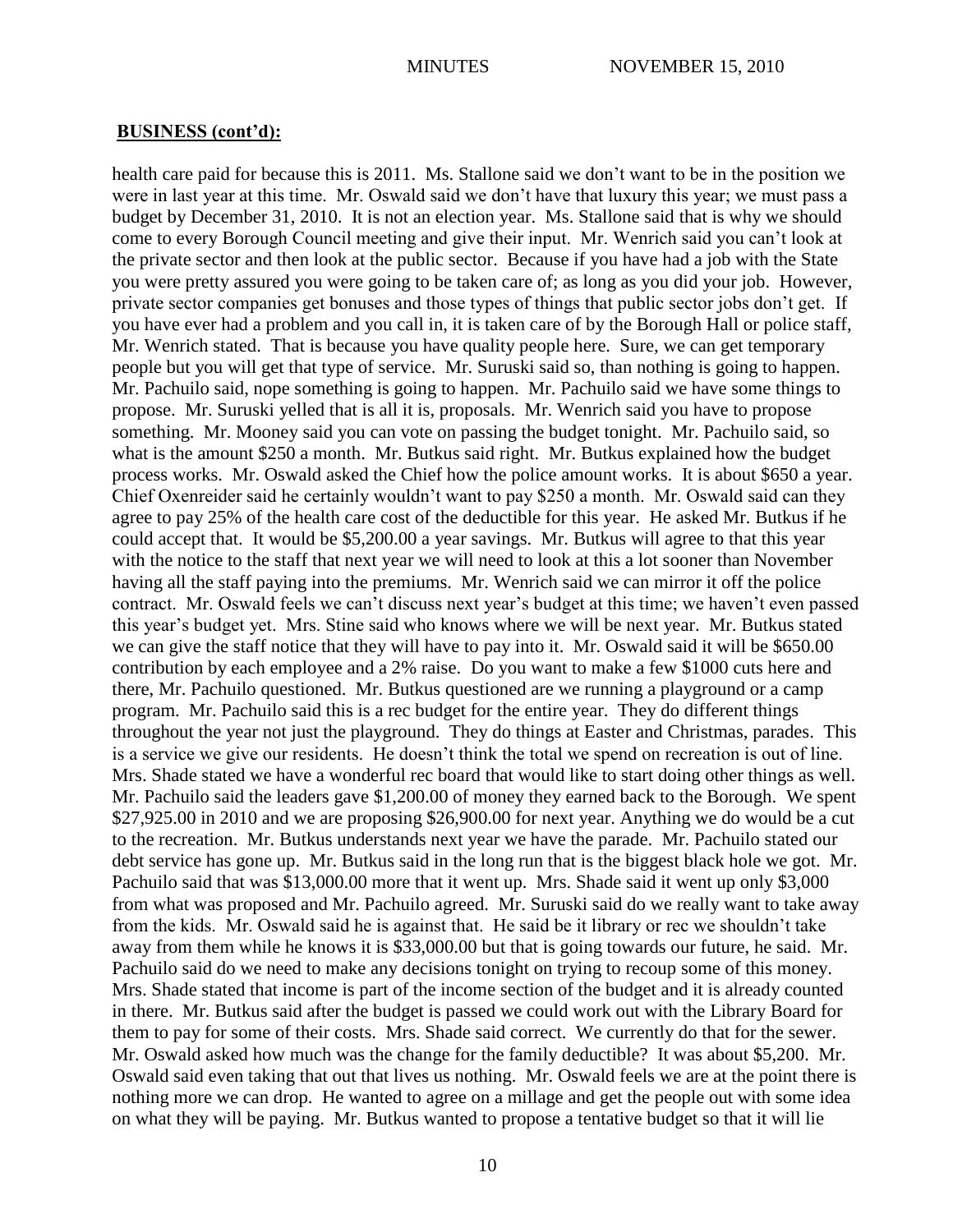**BUSINESS (cont'd):**

health care paid for because this is 2011. Ms. Stallone said we don't want to be in the position we were in last year at this time. Mr. Oswald said we don't have that luxury this year; we must pass a budget by December 31, 2010. It is not an election year. Ms. Stallone said that is why we should come to every Borough Council meeting and give their input. Mr. Wenrich said you can't look at the private sector and then look at the public sector. Because if you have had a job with the State you were pretty assured you were going to be taken care of; as long as you did your job. However, private sector companies get bonuses and those types of things that public sector jobs don't get. If you have ever had a problem and you call in, it is taken care of by the Borough Hall or police staff, Mr. Wenrich stated. That is because you have quality people here. Sure, we can get temporary people but you will get that type of service. Mr. Suruski said so, than nothing is going to happen. Mr. Pachuilo said, nope something is going to happen. Mr. Pachuilo said we have some things to propose. Mr. Suruski yelled that is all it is, proposals. Mr. Wenrich said you have to propose something. Mr. Mooney said you can vote on passing the budget tonight. Mr. Pachuilo said, so what is the amount $250 a month. Mr. Butkus said right. Mr. Butkus explained how the budget process works. Mr. Oswald asked the Chief how the police amount works. It is about $650 a year. Chief Oxenreider said he certainly wouldn't want to pay $250 a month. Mr. Oswald said can they agree to pay 25% of the health care cost of the deductible for this year. He asked Mr. Butkus if he could accept that. It would be $5,200.00 a year savings. Mr. Butkus will agree to that this year with the notice to the staff that next year we will need to look at this a lot sooner than November having all the staff paying into the premiums. Mr. Wenrich said we can mirror it off the police contract. Mr. Oswald feels we can't discuss next year's budget at this time; we haven't even passed this year's budget yet. Mrs. Stine said who knows where we will be next year. Mr. Butkus stated we can give the staff notice that they will have to pay into it. Mr. Oswald said it will be $650.00 contribution by each employee and a 2% raise. Do you want to make a few $1000 cuts here and there, Mr. Pachuilo questioned. Mr. Butkus questioned are we running a playground or a camp program. Mr. Pachuilo said this is a rec budget for the entire year. They do different things throughout the year not just the playground. They do things at Easter and Christmas, parades. This is a service we give our residents. He doesn't think the total we spend on recreation is out of line. Mrs. Shade stated we have a wonderful rec board that would like to start doing other things as well. Mr. Pachuilo said the leaders gave $1,200.00 of money they earned back to the Borough. We spent $27,925.00 in 2010 and we are proposing $26,900.00 for next year. Anything we do would be a cut to the recreation. Mr. Butkus understands next year we have the parade. Mr. Pachuilo stated our debt service has gone up. Mr. Butkus said in the long run that is the biggest black hole we got. Mr. Pachuilo said that was $13,000.00 more that it went up. Mrs. Shade said it went up only $3,000 from what was proposed and Mr. Pachuilo agreed. Mr. Suruski said do we really want to take away from the kids. Mr. Oswald said he is against that. He said be it library or rec we shouldn't take away from them while he knows it is $33,000.00 but that is going towards our future, he said. Mr. Pachuilo said do we need to make any decisions tonight on trying to recoup some of this money. Mrs. Shade stated that income is part of the income section of the budget and it is already counted in there. Mr. Butkus said after the budget is passed we could work out with the Library Board for them to pay for some of their costs. Mrs. Shade said correct. We currently do that for the sewer. Mr. Oswald asked how much was the change for the family deductible? It was about $5,200. Mr. Oswald said even taking that out that lives us nothing. Mr. Oswald feels we are at the point there is nothing more we can drop. He wanted to agree on a millage and get the people out with some idea on what they will be paying. Mr. Butkus wanted to propose a tentative budget so that it will lie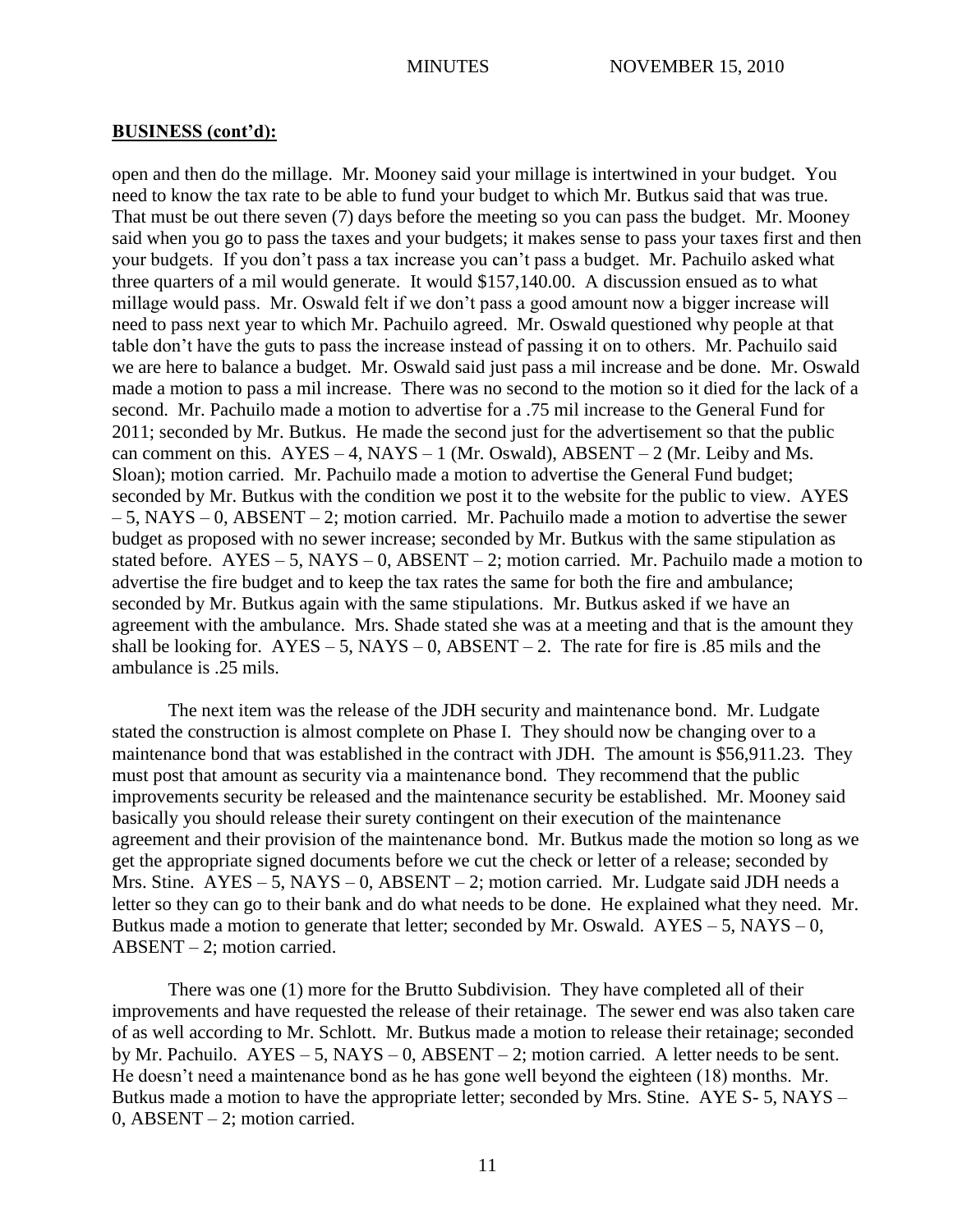**BUSINESS (cont'd):**

open and then do the millage. Mr. Mooney said your millage is intertwined in your budget. You need to know the tax rate to be able to fund your budget to which Mr. Butkus said that was true. That must be out there seven (7) days before the meeting so you can pass the budget. Mr. Mooney said when you go to pass the taxes and your budgets; it makes sense to pass your taxes first and then your budgets. If you don't pass a tax increase you can't pass a budget. Mr. Pachuilo asked what three quarters of a mil would generate. It would $157,140.00. A discussion ensued as to what millage would pass. Mr. Oswald felt if we don't pass a good amount now a bigger increase will need to pass next year to which Mr. Pachuilo agreed. Mr. Oswald questioned why people at that table don't have the guts to pass the increase instead of passing it on to others. Mr. Pachuilo said we are here to balance a budget. Mr. Oswald said just pass a mil increase and be done. Mr. Oswald made a motion to pass a mil increase. There was no second to the motion so it died for the lack of a second. Mr. Pachuilo made a motion to advertise for a .75 mil increase to the General Fund for 2011; seconded by Mr. Butkus. He made the second just for the advertisement so that the public can comment on this. AYES – 4, NAYS – 1 (Mr. Oswald), ABSENT – 2 (Mr. Leiby and Ms. Sloan); motion carried. Mr. Pachuilo made a motion to advertise the General Fund budget; seconded by Mr. Butkus with the condition we post it to the website for the public to view. AYES – 5, NAYS – 0, ABSENT – 2; motion carried. Mr. Pachuilo made a motion to advertise the sewer budget as proposed with no sewer increase; seconded by Mr. Butkus with the same stipulation as stated before. AYES – 5, NAYS – 0, ABSENT – 2; motion carried. Mr. Pachuilo made a motion to advertise the fire budget and to keep the tax rates the same for both the fire and ambulance; seconded by Mr. Butkus again with the same stipulations. Mr. Butkus asked if we have an agreement with the ambulance. Mrs. Shade stated she was at a meeting and that is the amount they shall be looking for. AYES – 5, NAYS – 0, ABSENT – 2. The rate for fire is .85 mils and the ambulance is .25 mils.

The next item was the release of the JDH security and maintenance bond. Mr. Ludgate stated the construction is almost complete on Phase I. They should now be changing over to a maintenance bond that was established in the contract with JDH. The amount is $56,911.23. They must post that amount as security via a maintenance bond. They recommend that the public improvements security be released and the maintenance security be established. Mr. Mooney said basically you should release their surety contingent on their execution of the maintenance agreement and their provision of the maintenance bond. Mr. Butkus made the motion so long as we get the appropriate signed documents before we cut the check or letter of a release; seconded by Mrs. Stine. AYES – 5, NAYS – 0, ABSENT – 2; motion carried. Mr. Ludgate said JDH needs a letter so they can go to their bank and do what needs to be done. He explained what they need. Mr. Butkus made a motion to generate that letter; seconded by Mr. Oswald. AYES – 5, NAYS – 0, ABSENT – 2; motion carried.

There was one (1) more for the Brutto Subdivision. They have completed all of their improvements and have requested the release of their retainage. The sewer end was also taken care of as well according to Mr. Schlott. Mr. Butkus made a motion to release their retainage; seconded by Mr. Pachuilo. AYES – 5, NAYS – 0, ABSENT – 2; motion carried. A letter needs to be sent. He doesn't need a maintenance bond as he has gone well beyond the eighteen (18) months. Mr. Butkus made a motion to have the appropriate letter; seconded by Mrs. Stine. AYE S- 5, NAYS – 0, ABSENT – 2; motion carried.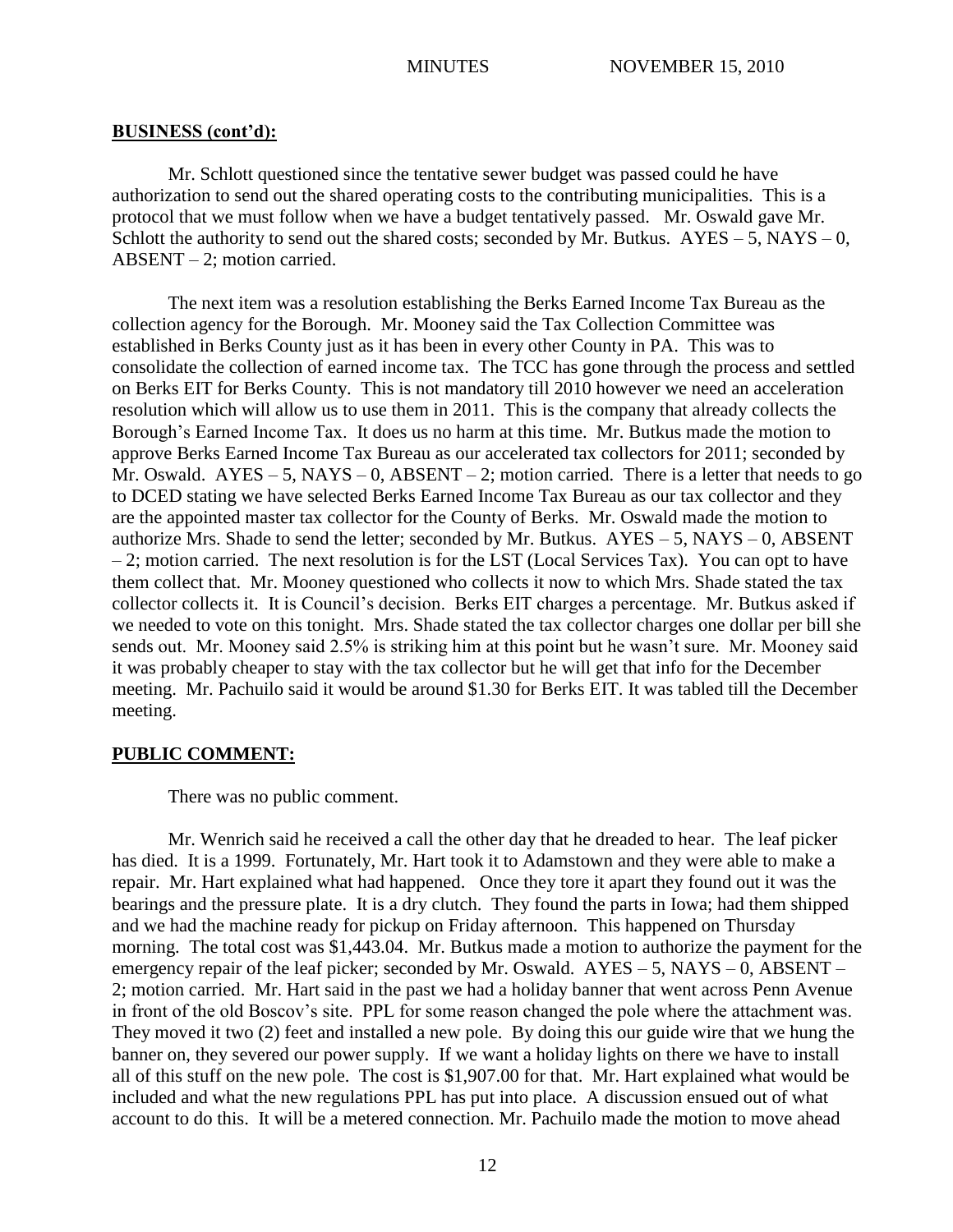**BUSINESS (cont'd):**

Mr. Schlott questioned since the tentative sewer budget was passed could he have authorization to send out the shared operating costs to the contributing municipalities. This is a protocol that we must follow when we have a budget tentatively passed. Mr. Oswald gave Mr. Schlott the authority to send out the shared costs; seconded by Mr. Butkus. AYES – 5, NAYS – 0, ABSENT – 2; motion carried.

The next item was a resolution establishing the Berks Earned Income Tax Bureau as the collection agency for the Borough. Mr. Mooney said the Tax Collection Committee was established in Berks County just as it has been in every other County in PA. This was to consolidate the collection of earned income tax. The TCC has gone through the process and settled on Berks EIT for Berks County. This is not mandatory till 2010 however we need an acceleration resolution which will allow us to use them in 2011. This is the company that already collects the Borough's Earned Income Tax. It does us no harm at this time. Mr. Butkus made the motion to approve Berks Earned Income Tax Bureau as our accelerated tax collectors for 2011; seconded by Mr. Oswald. AYES – 5, NAYS – 0, ABSENT – 2; motion carried. There is a letter that needs to go to DCED stating we have selected Berks Earned Income Tax Bureau as our tax collector and they are the appointed master tax collector for the County of Berks. Mr. Oswald made the motion to authorize Mrs. Shade to send the letter; seconded by Mr. Butkus. AYES – 5, NAYS – 0, ABSENT – 2; motion carried. The next resolution is for the LST (Local Services Tax). You can opt to have them collect that. Mr. Mooney questioned who collects it now to which Mrs. Shade stated the tax collector collects it. It is Council's decision. Berks EIT charges a percentage. Mr. Butkus asked if we needed to vote on this tonight. Mrs. Shade stated the tax collector charges one dollar per bill she sends out. Mr. Mooney said 2.5% is striking him at this point but he wasn't sure. Mr. Mooney said it was probably cheaper to stay with the tax collector but he will get that info for the December meeting. Mr. Pachuilo said it would be around $1.30 for Berks EIT. It was tabled till the December meeting.

**PUBLIC COMMENT:**

There was no public comment.

Mr. Wenrich said he received a call the other day that he dreaded to hear. The leaf picker has died. It is a 1999. Fortunately, Mr. Hart took it to Adamstown and they were able to make a repair. Mr. Hart explained what had happened. Once they tore it apart they found out it was the bearings and the pressure plate. It is a dry clutch. They found the parts in Iowa; had them shipped and we had the machine ready for pickup on Friday afternoon. This happened on Thursday morning. The total cost was $1,443.04. Mr. Butkus made a motion to authorize the payment for the emergency repair of the leaf picker; seconded by Mr. Oswald. AYES – 5, NAYS – 0, ABSENT – 2; motion carried. Mr. Hart said in the past we had a holiday banner that went across Penn Avenue in front of the old Boscov's site. PPL for some reason changed the pole where the attachment was. They moved it two (2) feet and installed a new pole. By doing this our guide wire that we hung the banner on, they severed our power supply. If we want a holiday lights on there we have to install all of this stuff on the new pole. The cost is $1,907.00 for that. Mr. Hart explained what would be included and what the new regulations PPL has put into place. A discussion ensued out of what account to do this. It will be a metered connection. Mr. Pachuilo made the motion to move ahead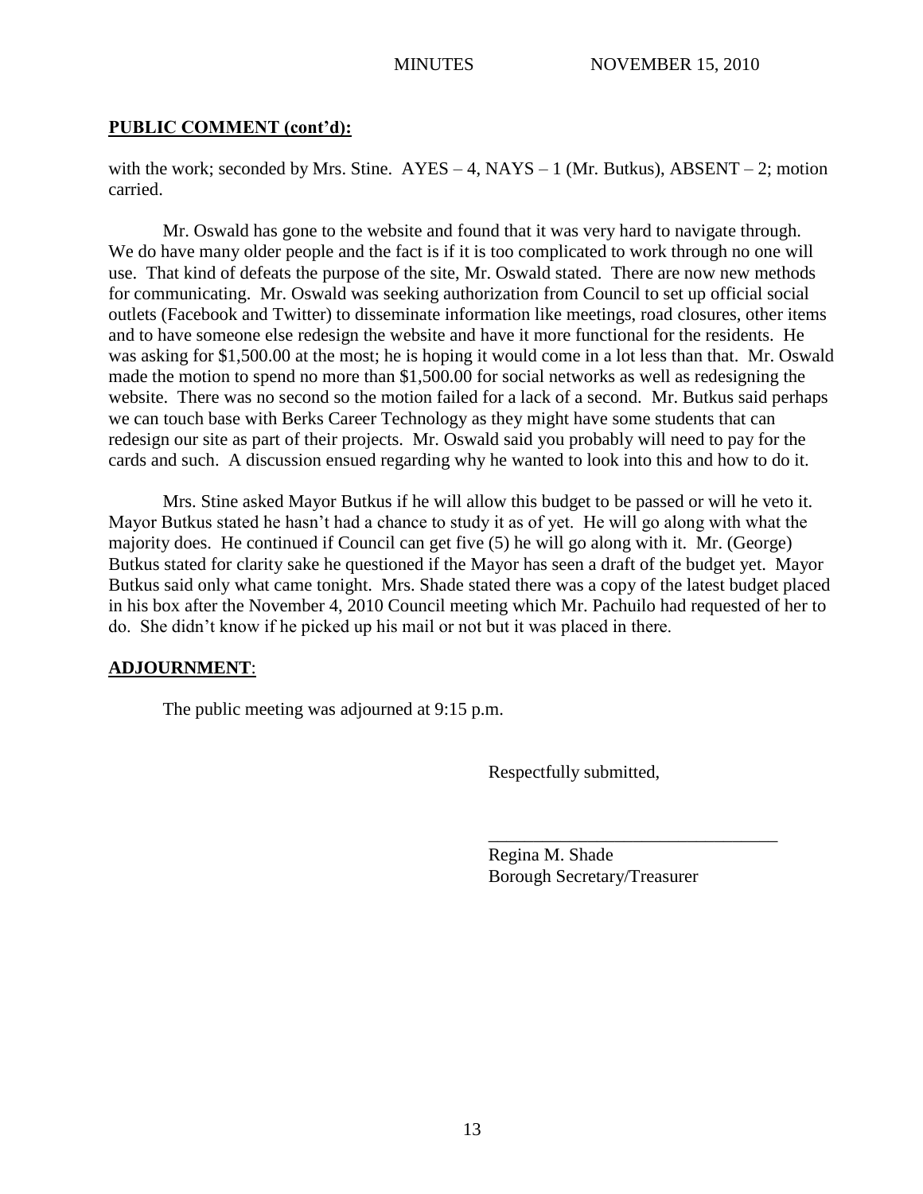## PUBLIC COMMENT (cont'd):

with the work; seconded by Mrs. Stine. AYES – 4, NAYS – 1 (Mr. Butkus), ABSENT – 2; motion carried.

Mr. Oswald has gone to the website and found that it was very hard to navigate through. We do have many older people and the fact is if it is too complicated to work through no one will use. That kind of defeats the purpose of the site, Mr. Oswald stated. There are now new methods for communicating. Mr. Oswald was seeking authorization from Council to set up official social outlets (Facebook and Twitter) to disseminate information like meetings, road closures, other items and to have someone else redesign the website and have it more functional for the residents. He was asking for $1,500.00 at the most; he is hoping it would come in a lot less than that. Mr. Oswald made the motion to spend no more than $1,500.00 for social networks as well as redesigning the website. There was no second so the motion failed for a lack of a second. Mr. Butkus said perhaps we can touch base with Berks Career Technology as they might have some students that can redesign our site as part of their projects. Mr. Oswald said you probably will need to pay for the cards and such. A discussion ensued regarding why he wanted to look into this and how to do it.

Mrs. Stine asked Mayor Butkus if he will allow this budget to be passed or will he veto it. Mayor Butkus stated he hasn't had a chance to study it as of yet. He will go along with what the majority does. He continued if Council can get five (5) he will go along with it. Mr. (George) Butkus stated for clarity sake he questioned if the Mayor has seen a draft of the budget yet. Mayor Butkus said only what came tonight. Mrs. Shade stated there was a copy of the latest budget placed in his box after the November 4, 2010 Council meeting which Mr. Pachuilo had requested of her to do. She didn't know if he picked up his mail or not but it was placed in there.

## ADJOURNMENT:

The public meeting was adjourned at 9:15 p.m.

Respectfully submitted,

\_\_\_\_\_\_\_\_\_\_\_\_\_\_\_\_\_\_\_\_\_\_\_\_\_\_\_\_\_\_\_\_\_

Regina M. Shade
Borough Secretary/Treasurer